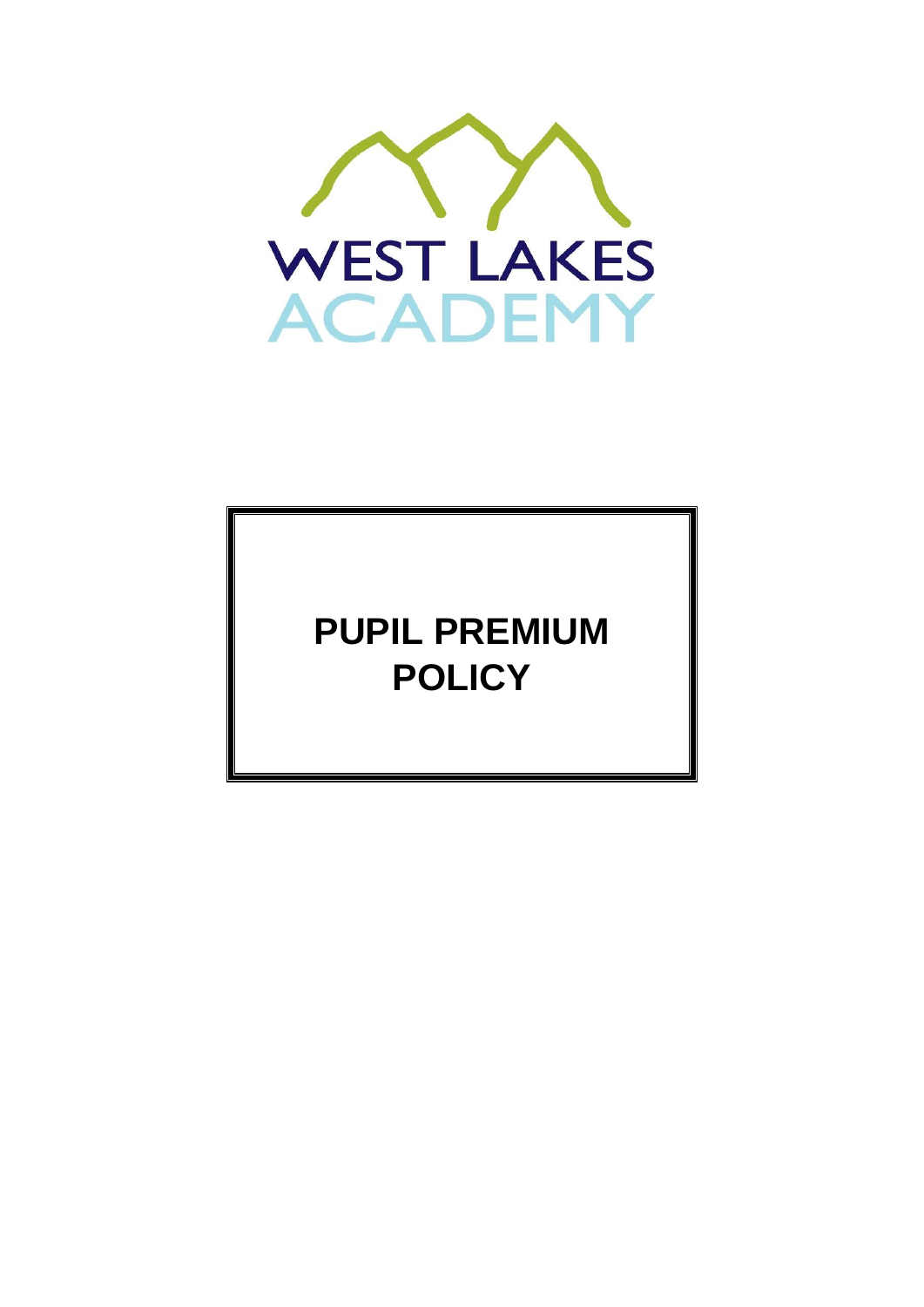WEST LAKES
ACADEMY

# PUPIL PREMIUM POLICY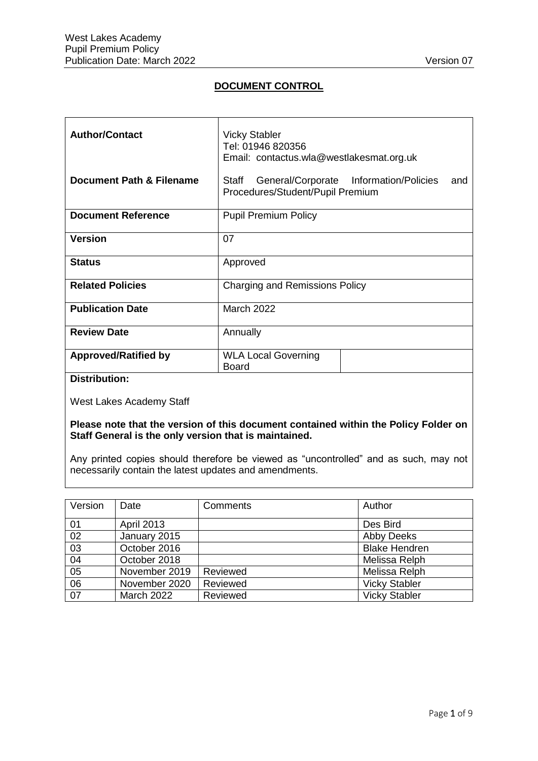## DOCUMENT CONTROL

| | | |
|---|---|---|
| **Author/Contact** | Vicky Stabler<br>Tel: 01946 820356<br>Email: contactus.wla@westlakesmat.org.uk | |
| **Document Path & Filename** | Staff General/Corporate Information/Policies and Procedures/Student/Pupil Premium | |
| **Document Reference** | Pupil Premium Policy | |
| **Version** | 07 | |
| **Status** | Approved | |
| **Related Policies** | Charging and Remissions Policy | |
| **Publication Date** | March 2022 | |
| **Review Date** | Annually | |
| **Approved/Ratified by** | WLA Local Governing Board | |

**Distribution:**

West Lakes Academy Staff

**Please note that the version of this document contained within the Policy Folder on Staff General is the only version that is maintained.**

Any printed copies should therefore be viewed as "uncontrolled" and as such, may not necessarily contain the latest updates and amendments.

| Version | Date | Comments | Author |
|---|---|---|---|
| 01 | April 2013 | | Des Bird |
| 02 | January 2015 | | Abby Deeks |
| 03 | October 2016 | | Blake Hendren |
| 04 | October 2018 | | Melissa Relph |
| 05 | November 2019 | Reviewed | Melissa Relph |
| 06 | November 2020 | Reviewed | Vicky Stabler |
| 07 | March 2022 | Reviewed | Vicky Stabler |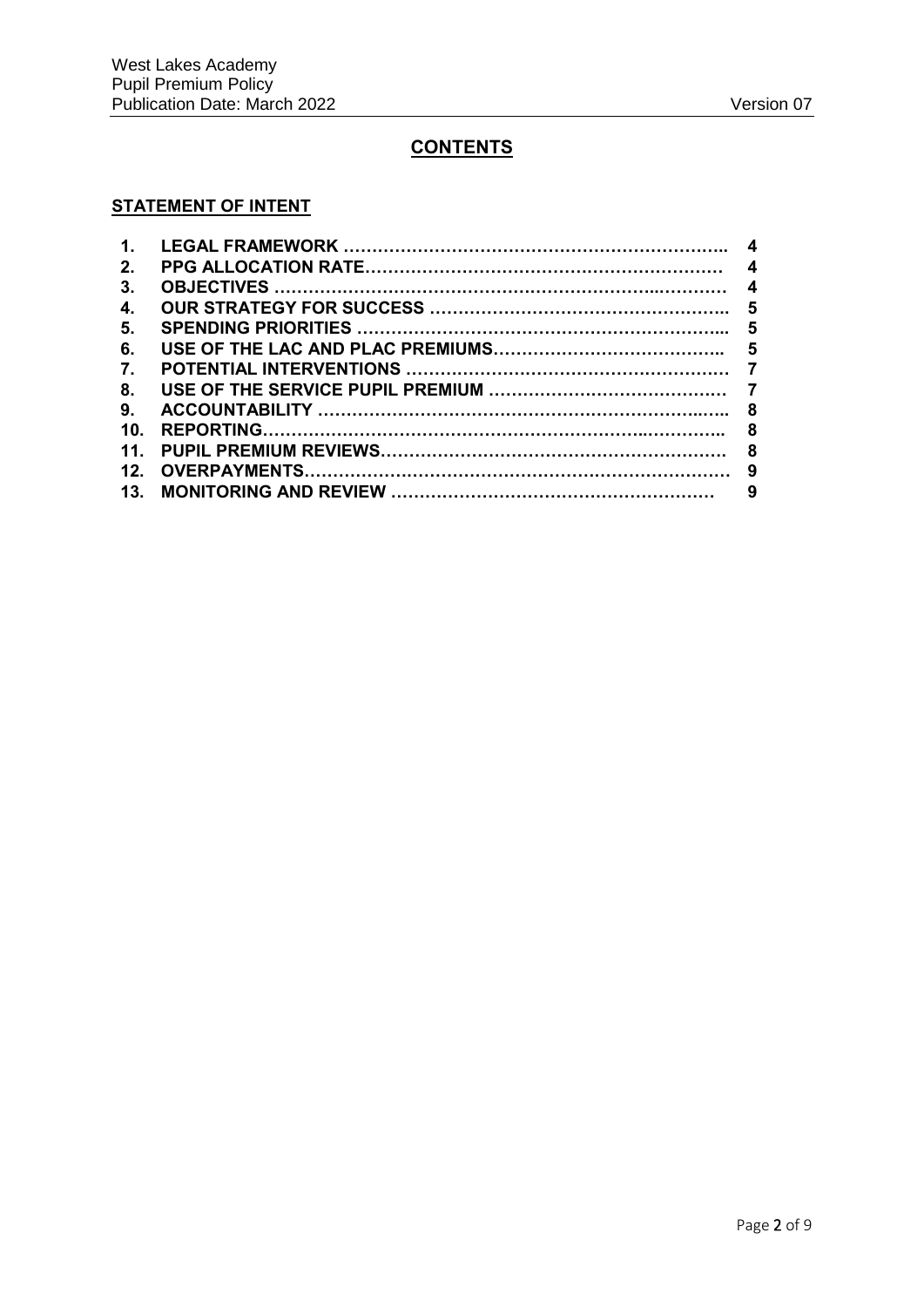# CONTENTS

**STATEMENT OF INTENT**

| | | |
|---|---|---|
| **1.** | **LEGAL FRAMEWORK** | **4** |
| **2.** | **PPG ALLOCATION RATE** | **4** |
| **3.** | **OBJECTIVES** | **4** |
| **4.** | **OUR STRATEGY FOR SUCCESS** | **5** |
| **5.** | **SPENDING PRIORITIES** | **5** |
| **6.** | **USE OF THE LAC AND PLAC PREMIUMS** | **5** |
| **7.** | **POTENTIAL INTERVENTIONS** | **7** |
| **8.** | **USE OF THE SERVICE PUPIL PREMIUM** | **7** |
| **9.** | **ACCOUNTABILITY** | **8** |
| **10.** | **REPORTING** | **8** |
| **11.** | **PUPIL PREMIUM REVIEWS** | **8** |
| **12.** | **OVERPAYMENTS** | **9** |
| **13.** | **MONITORING AND REVIEW** | **9** |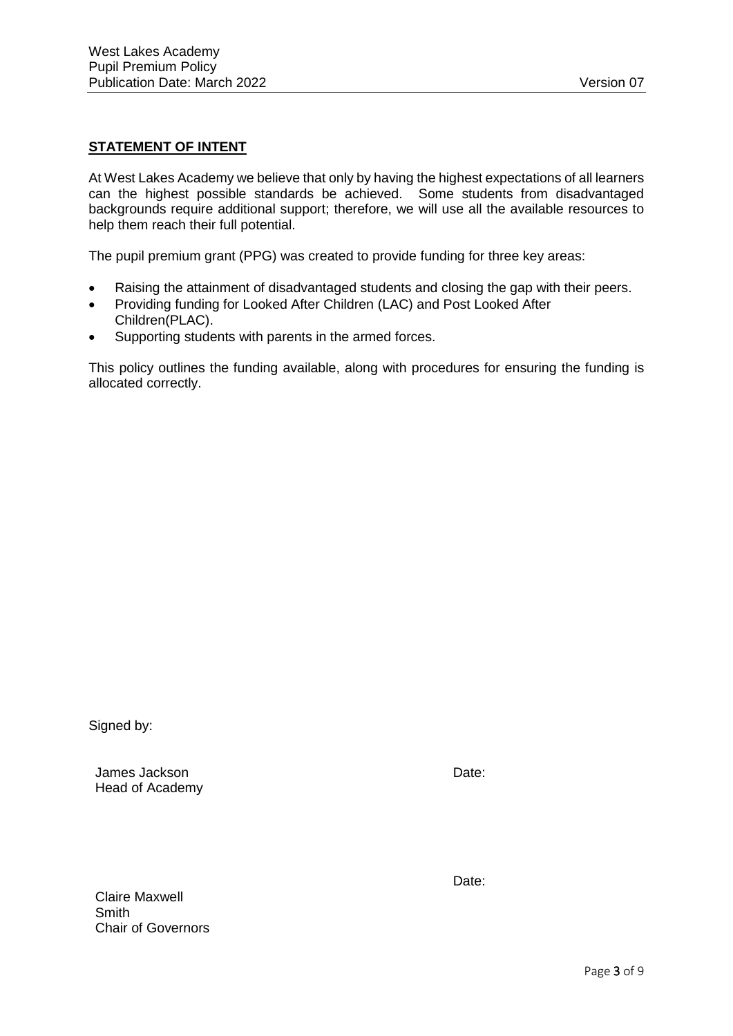## STATEMENT OF INTENT

At West Lakes Academy we believe that only by having the highest expectations of all learners can the highest possible standards be achieved. Some students from disadvantaged backgrounds require additional support; therefore, we will use all the available resources to help them reach their full potential.

The pupil premium grant (PPG) was created to provide funding for three key areas:

- Raising the attainment of disadvantaged students and closing the gap with their peers.
- Providing funding for Looked After Children (LAC) and Post Looked After Children(PLAC).
- Supporting students with parents in the armed forces.

This policy outlines the funding available, along with procedures for ensuring the funding is allocated correctly.

Signed by:

James Jackson
Head of Academy

Date:

Claire Maxwell Smith
Chair of Governors

Date: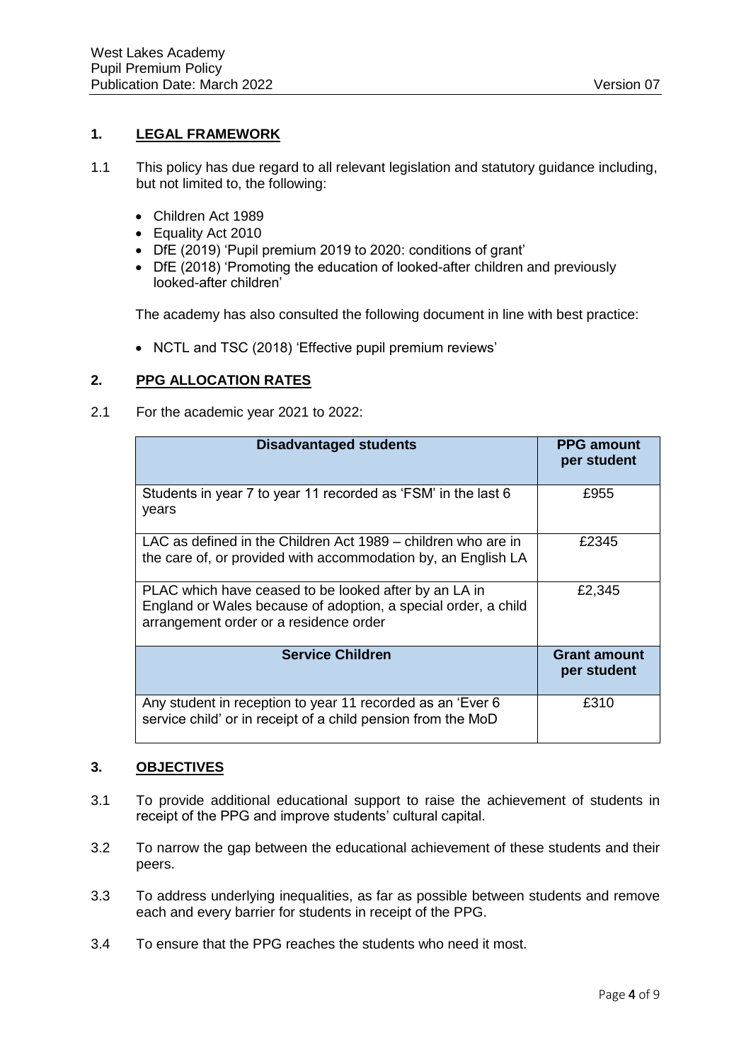## 1. LEGAL FRAMEWORK

1.1 This policy has due regard to all relevant legislation and statutory guidance including, but not limited to, the following:

- Children Act 1989
- Equality Act 2010
- DfE (2019) 'Pupil premium 2019 to 2020: conditions of grant'
- DfE (2018) 'Promoting the education of looked-after children and previously looked-after children'

The academy has also consulted the following document in line with best practice:

- NCTL and TSC (2018) 'Effective pupil premium reviews'

## 2. PPG ALLOCATION RATES

2.1 For the academic year 2021 to 2022:

| Disadvantaged students | PPG amount per student |
|---|---|
| Students in year 7 to year 11 recorded as 'FSM' in the last 6 years | £955 |
| LAC as defined in the Children Act 1989 – children who are in the care of, or provided with accommodation by, an English LA | £2345 |
| PLAC which have ceased to be looked after by an LA in England or Wales because of adoption, a special order, a child arrangement order or a residence order | £2,345 |
| **Service Children** | **Grant amount per student** |
| Any student in reception to year 11 recorded as an 'Ever 6 service child' or in receipt of a child pension from the MoD | £310 |

## 3. OBJECTIVES

3.1 To provide additional educational support to raise the achievement of students in receipt of the PPG and improve students' cultural capital.

3.2 To narrow the gap between the educational achievement of these students and their peers.

3.3 To address underlying inequalities, as far as possible between students and remove each and every barrier for students in receipt of the PPG.

3.4 To ensure that the PPG reaches the students who need it most.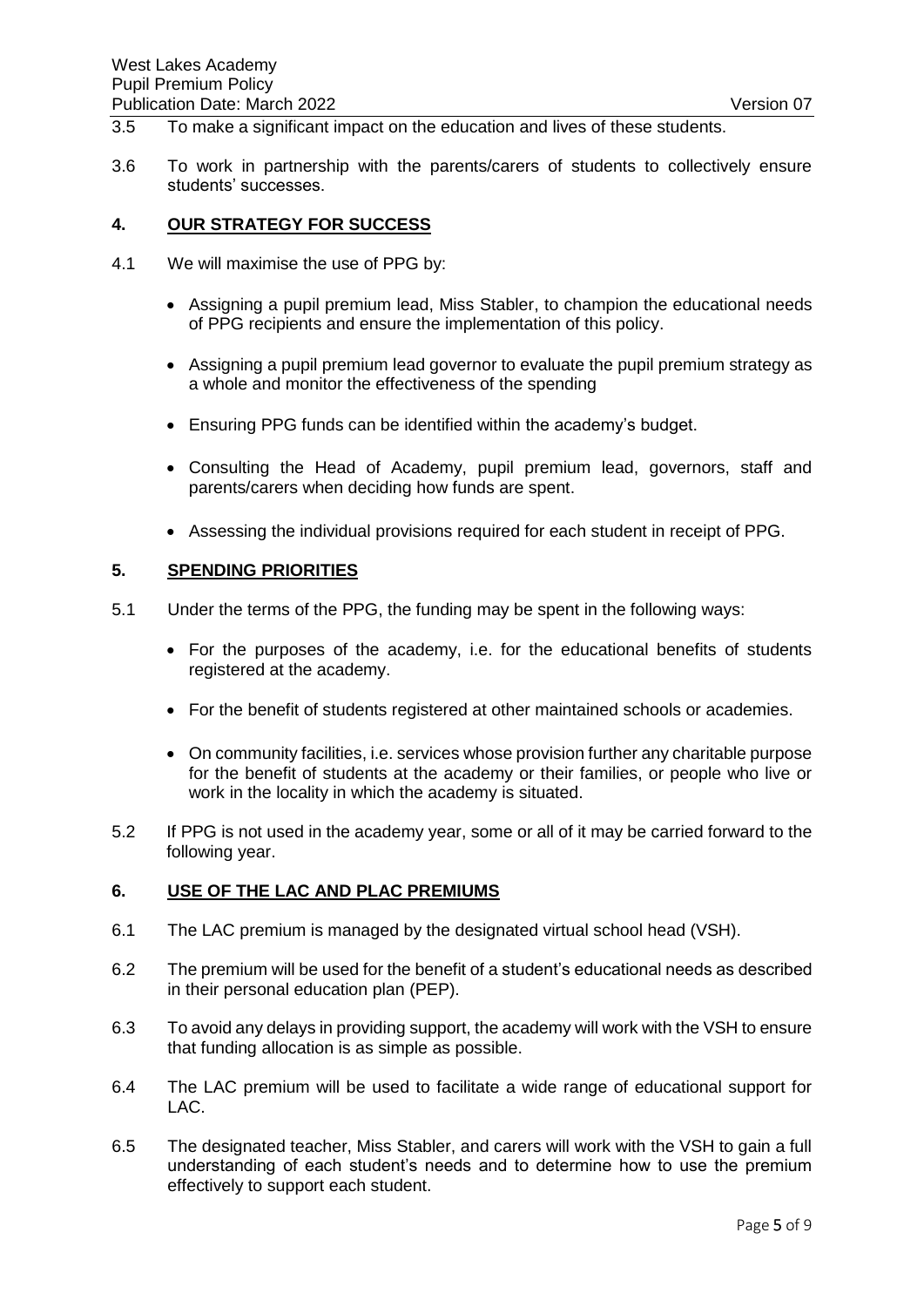3.5 To make a significant impact on the education and lives of these students.

3.6 To work in partnership with the parents/carers of students to collectively ensure students' successes.

## 4. OUR STRATEGY FOR SUCCESS

4.1 We will maximise the use of PPG by:

- Assigning a pupil premium lead, Miss Stabler, to champion the educational needs of PPG recipients and ensure the implementation of this policy.
- Assigning a pupil premium lead governor to evaluate the pupil premium strategy as a whole and monitor the effectiveness of the spending
- Ensuring PPG funds can be identified within the academy's budget.
- Consulting the Head of Academy, pupil premium lead, governors, staff and parents/carers when deciding how funds are spent.
- Assessing the individual provisions required for each student in receipt of PPG.

## 5. SPENDING PRIORITIES

5.1 Under the terms of the PPG, the funding may be spent in the following ways:

- For the purposes of the academy, i.e. for the educational benefits of students registered at the academy.
- For the benefit of students registered at other maintained schools or academies.
- On community facilities, i.e. services whose provision further any charitable purpose for the benefit of students at the academy or their families, or people who live or work in the locality in which the academy is situated.

5.2 If PPG is not used in the academy year, some or all of it may be carried forward to the following year.

## 6. USE OF THE LAC AND PLAC PREMIUMS

6.1 The LAC premium is managed by the designated virtual school head (VSH).

6.2 The premium will be used for the benefit of a student's educational needs as described in their personal education plan (PEP).

6.3 To avoid any delays in providing support, the academy will work with the VSH to ensure that funding allocation is as simple as possible.

6.4 The LAC premium will be used to facilitate a wide range of educational support for LAC.

6.5 The designated teacher, Miss Stabler, and carers will work with the VSH to gain a full understanding of each student's needs and to determine how to use the premium effectively to support each student.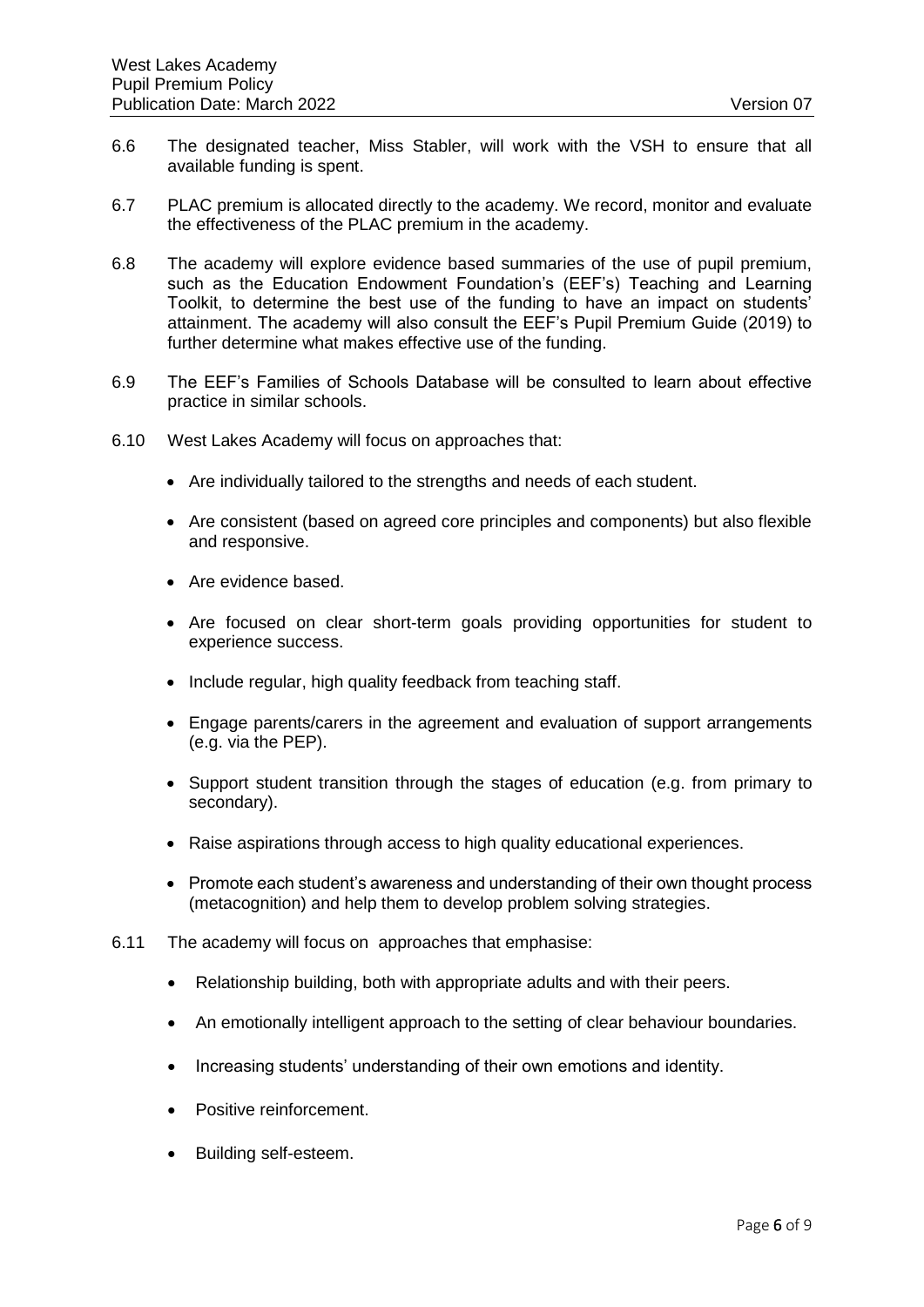6.6 The designated teacher, Miss Stabler, will work with the VSH to ensure that all available funding is spent.

6.7 PLAC premium is allocated directly to the academy. We record, monitor and evaluate the effectiveness of the PLAC premium in the academy.

6.8 The academy will explore evidence based summaries of the use of pupil premium, such as the Education Endowment Foundation's (EEF's) Teaching and Learning Toolkit, to determine the best use of the funding to have an impact on students' attainment. The academy will also consult the EEF's Pupil Premium Guide (2019) to further determine what makes effective use of the funding.

6.9 The EEF's Families of Schools Database will be consulted to learn about effective practice in similar schools.

6.10 West Lakes Academy will focus on approaches that:

- Are individually tailored to the strengths and needs of each student.
- Are consistent (based on agreed core principles and components) but also flexible and responsive.
- Are evidence based.
- Are focused on clear short-term goals providing opportunities for student to experience success.
- Include regular, high quality feedback from teaching staff.
- Engage parents/carers in the agreement and evaluation of support arrangements (e.g. via the PEP).
- Support student transition through the stages of education (e.g. from primary to secondary).
- Raise aspirations through access to high quality educational experiences.
- Promote each student's awareness and understanding of their own thought process (metacognition) and help them to develop problem solving strategies.

6.11 The academy will focus on approaches that emphasise:

- Relationship building, both with appropriate adults and with their peers.
- An emotionally intelligent approach to the setting of clear behaviour boundaries.
- Increasing students' understanding of their own emotions and identity.
- Positive reinforcement.
- Building self-esteem.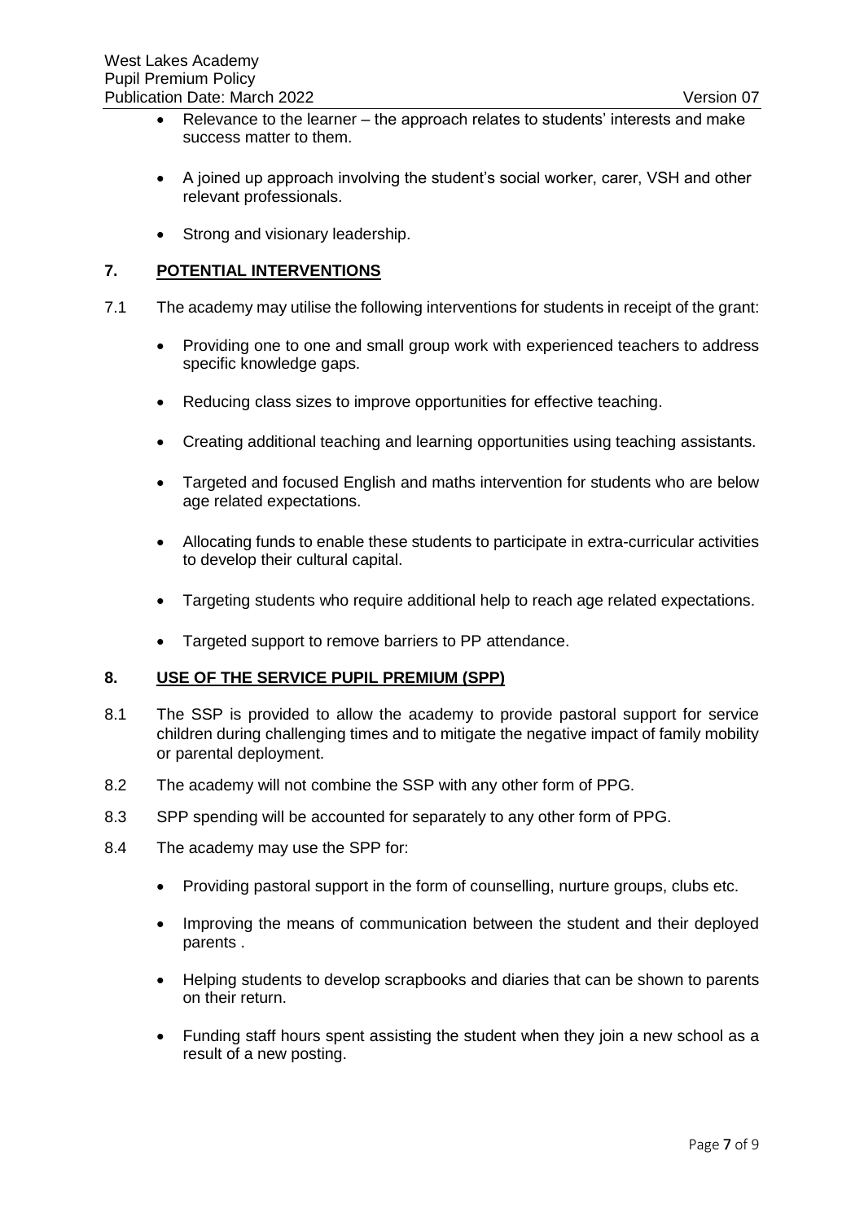- Relevance to the learner – the approach relates to students' interests and make success matter to them.
- A joined up approach involving the student's social worker, carer, VSH and other relevant professionals.
- Strong and visionary leadership.

## 7. POTENTIAL INTERVENTIONS

7.1 The academy may utilise the following interventions for students in receipt of the grant:

- Providing one to one and small group work with experienced teachers to address specific knowledge gaps.
- Reducing class sizes to improve opportunities for effective teaching.
- Creating additional teaching and learning opportunities using teaching assistants.
- Targeted and focused English and maths intervention for students who are below age related expectations.
- Allocating funds to enable these students to participate in extra-curricular activities to develop their cultural capital.
- Targeting students who require additional help to reach age related expectations.
- Targeted support to remove barriers to PP attendance.

## 8. USE OF THE SERVICE PUPIL PREMIUM (SPP)

8.1 The SSP is provided to allow the academy to provide pastoral support for service children during challenging times and to mitigate the negative impact of family mobility or parental deployment.

8.2 The academy will not combine the SSP with any other form of PPG.

8.3 SPP spending will be accounted for separately to any other form of PPG.

8.4 The academy may use the SPP for:

- Providing pastoral support in the form of counselling, nurture groups, clubs etc.
- Improving the means of communication between the student and their deployed parents .
- Helping students to develop scrapbooks and diaries that can be shown to parents on their return.
- Funding staff hours spent assisting the student when they join a new school as a result of a new posting.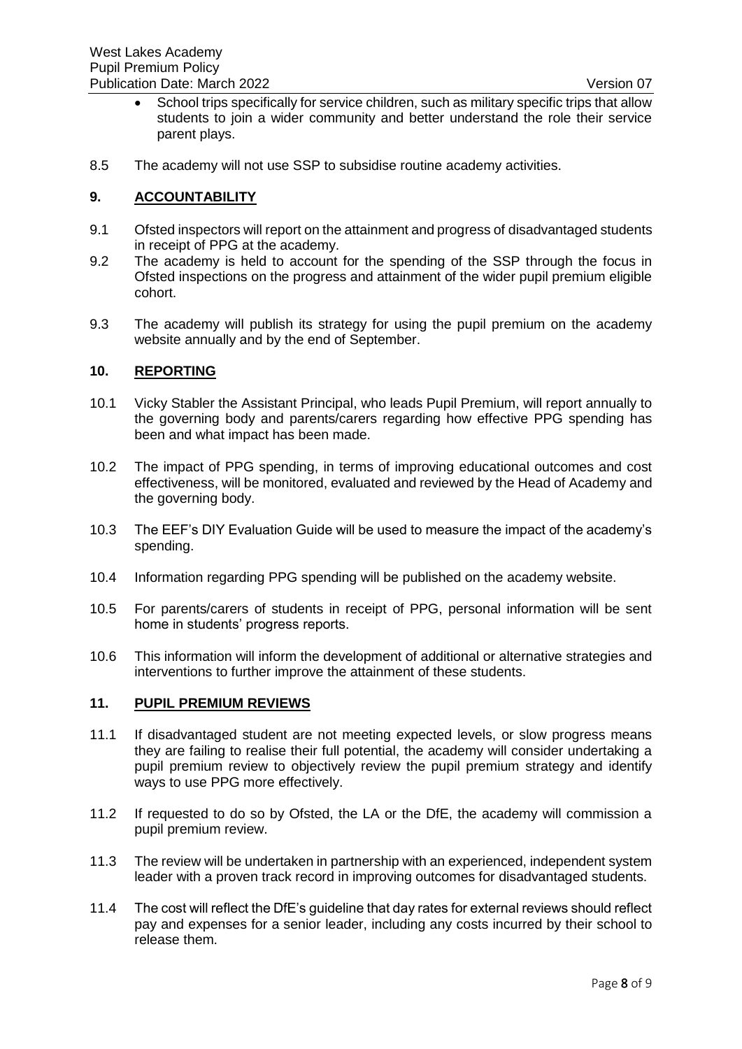- School trips specifically for service children, such as military specific trips that allow students to join a wider community and better understand the role their service parent plays.

8.5 The academy will not use SSP to subsidise routine academy activities.

## 9. ACCOUNTABILITY

9.1 Ofsted inspectors will report on the attainment and progress of disadvantaged students in receipt of PPG at the academy.

9.2 The academy is held to account for the spending of the SSP through the focus in Ofsted inspections on the progress and attainment of the wider pupil premium eligible cohort.

9.3 The academy will publish its strategy for using the pupil premium on the academy website annually and by the end of September.

## 10. REPORTING

10.1 Vicky Stabler the Assistant Principal, who leads Pupil Premium, will report annually to the governing body and parents/carers regarding how effective PPG spending has been and what impact has been made.

10.2 The impact of PPG spending, in terms of improving educational outcomes and cost effectiveness, will be monitored, evaluated and reviewed by the Head of Academy and the governing body.

10.3 The EEF's DIY Evaluation Guide will be used to measure the impact of the academy's spending.

10.4 Information regarding PPG spending will be published on the academy website.

10.5 For parents/carers of students in receipt of PPG, personal information will be sent home in students' progress reports.

10.6 This information will inform the development of additional or alternative strategies and interventions to further improve the attainment of these students.

## 11. PUPIL PREMIUM REVIEWS

11.1 If disadvantaged student are not meeting expected levels, or slow progress means they are failing to realise their full potential, the academy will consider undertaking a pupil premium review to objectively review the pupil premium strategy and identify ways to use PPG more effectively.

11.2 If requested to do so by Ofsted, the LA or the DfE, the academy will commission a pupil premium review.

11.3 The review will be undertaken in partnership with an experienced, independent system leader with a proven track record in improving outcomes for disadvantaged students.

11.4 The cost will reflect the DfE's guideline that day rates for external reviews should reflect pay and expenses for a senior leader, including any costs incurred by their school to release them.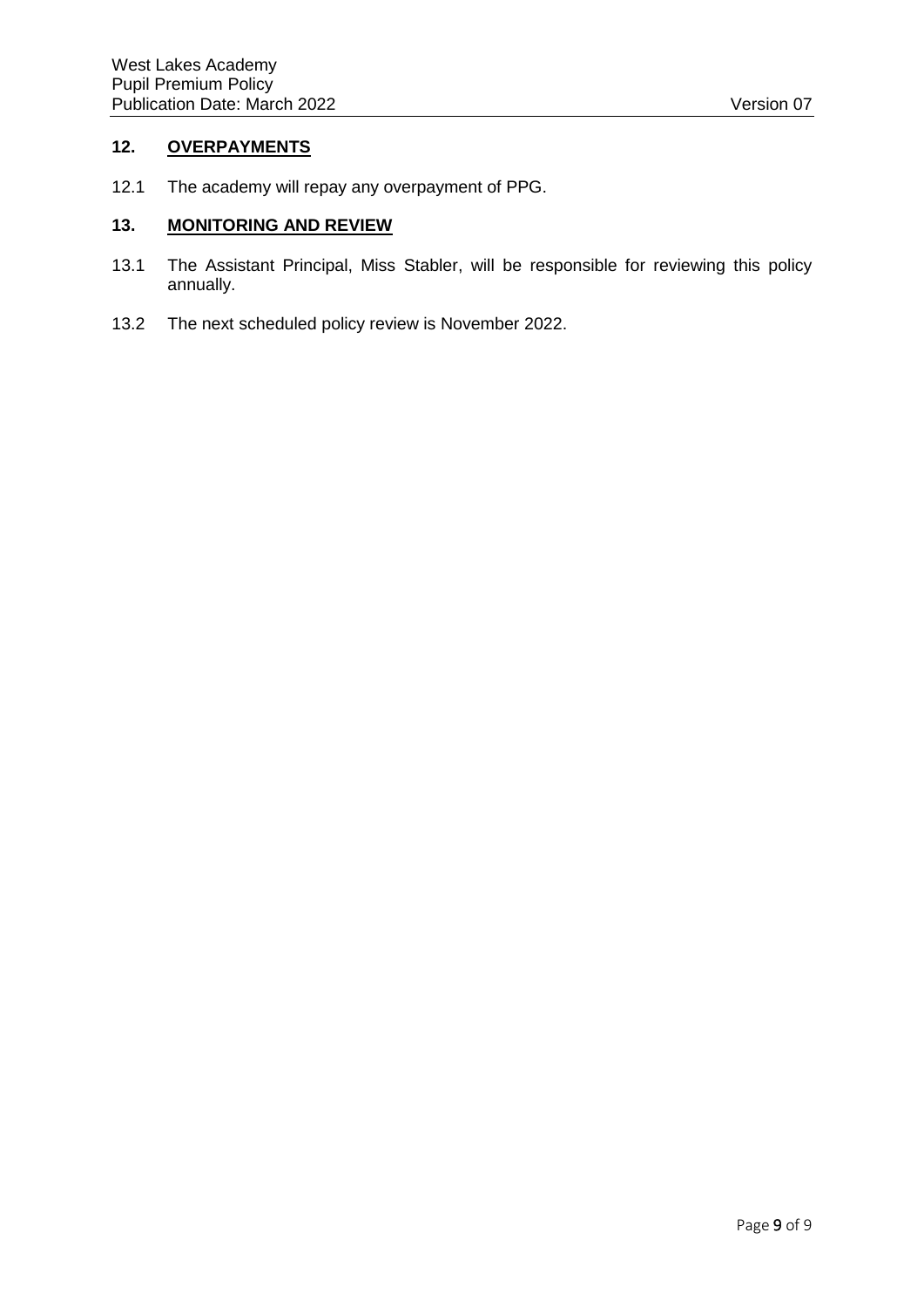## 12. OVERPAYMENTS

12.1 The academy will repay any overpayment of PPG.

## 13. MONITORING AND REVIEW

13.1 The Assistant Principal, Miss Stabler, will be responsible for reviewing this policy annually.

13.2 The next scheduled policy review is November 2022.